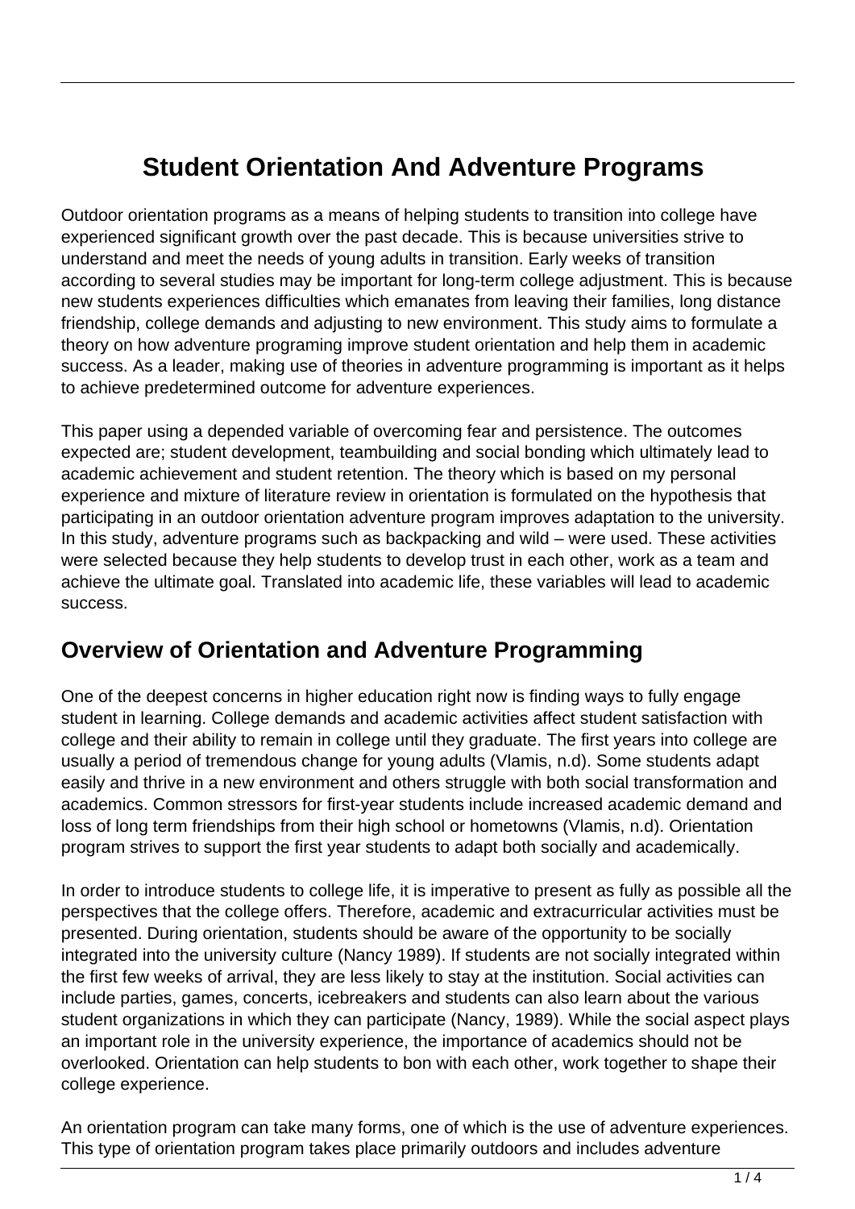# Student Orientation And Adventure Programs

Outdoor orientation programs as a means of helping students to transition into college have experienced significant growth over the past decade. This is because universities strive to understand and meet the needs of young adults in transition. Early weeks of transition according to several studies may be important for long-term college adjustment. This is because new students experiences difficulties which emanates from leaving their families, long distance friendship, college demands and adjusting to new environment. This study aims to formulate a theory on how adventure programing improve student orientation and help them in academic success. As a leader, making use of theories in adventure programming is important as it helps to achieve predetermined outcome for adventure experiences.

This paper using a depended variable of overcoming fear and persistence. The outcomes expected are; student development, teambuilding and social bonding which ultimately lead to academic achievement and student retention. The theory which is based on my personal experience and mixture of literature review in orientation is formulated on the hypothesis that participating in an outdoor orientation adventure program improves adaptation to the university. In this study, adventure programs such as backpacking and wild – were used. These activities were selected because they help students to develop trust in each other, work as a team and achieve the ultimate goal. Translated into academic life, these variables will lead to academic success.

## Overview of Orientation and Adventure Programming

One of the deepest concerns in higher education right now is finding ways to fully engage student in learning. College demands and academic activities affect student satisfaction with college and their ability to remain in college until they graduate. The first years into college are usually a period of tremendous change for young adults (Vlamis, n.d). Some students adapt easily and thrive in a new environment and others struggle with both social transformation and academics. Common stressors for first-year students include increased academic demand and loss of long term friendships from their high school or hometowns (Vlamis, n.d). Orientation program strives to support the first year students to adapt both socially and academically.

In order to introduce students to college life, it is imperative to present as fully as possible all the perspectives that the college offers. Therefore, academic and extracurricular activities must be presented. During orientation, students should be aware of the opportunity to be socially integrated into the university culture (Nancy 1989). If students are not socially integrated within the first few weeks of arrival, they are less likely to stay at the institution. Social activities can include parties, games, concerts, icebreakers and students can also learn about the various student organizations in which they can participate (Nancy, 1989). While the social aspect plays an important role in the university experience, the importance of academics should not be overlooked. Orientation can help students to bon with each other, work together to shape their college experience.

An orientation program can take many forms, one of which is the use of adventure experiences. This type of orientation program takes place primarily outdoors and includes adventure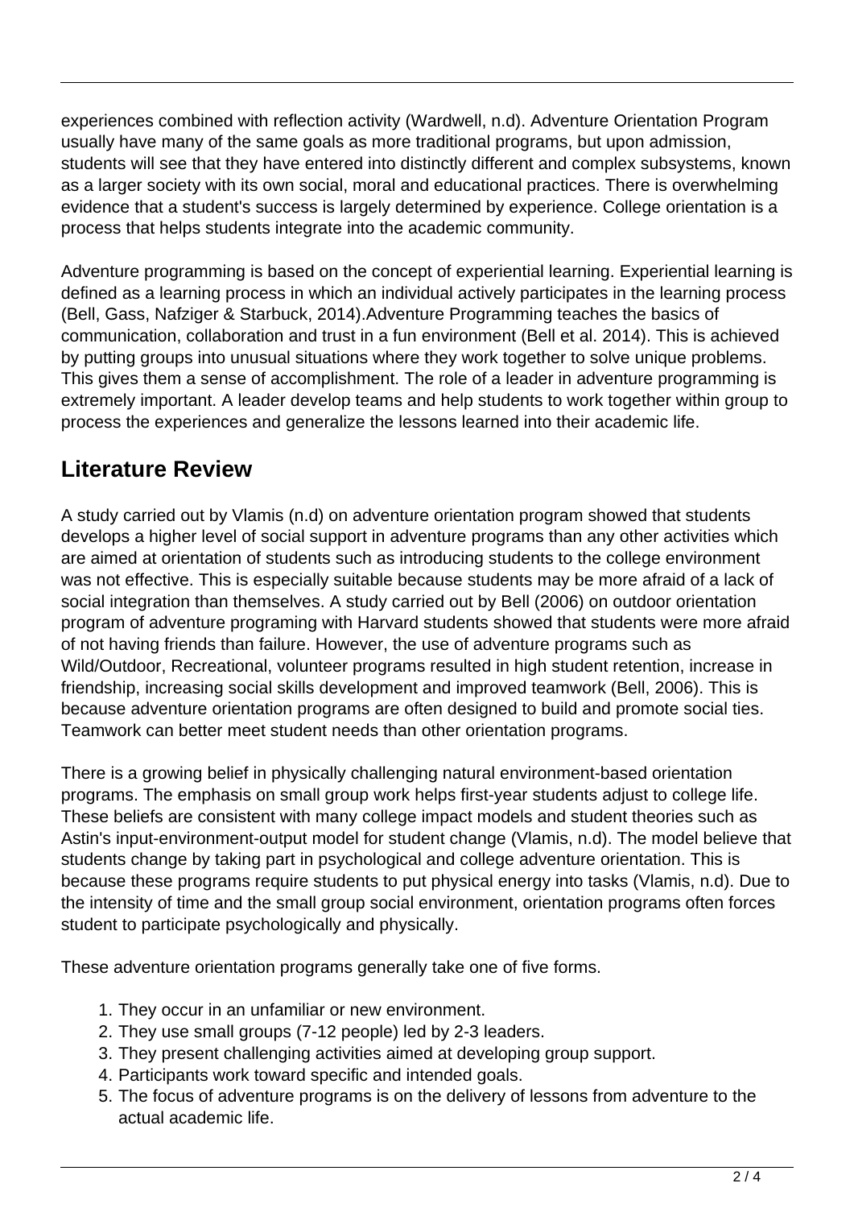experiences combined with reflection activity (Wardwell, n.d). Adventure Orientation Program usually have many of the same goals as more traditional programs, but upon admission, students will see that they have entered into distinctly different and complex subsystems, known as a larger society with its own social, moral and educational practices. There is overwhelming evidence that a student's success is largely determined by experience. College orientation is a process that helps students integrate into the academic community.

Adventure programming is based on the concept of experiential learning. Experiential learning is defined as a learning process in which an individual actively participates in the learning process (Bell, Gass, Nafziger & Starbuck, 2014).Adventure Programming teaches the basics of communication, collaboration and trust in a fun environment (Bell et al. 2014). This is achieved by putting groups into unusual situations where they work together to solve unique problems. This gives them a sense of accomplishment. The role of a leader in adventure programming is extremely important. A leader develop teams and help students to work together within group to process the experiences and generalize the lessons learned into their academic life.

## Literature Review

A study carried out by Vlamis (n.d) on adventure orientation program showed that students develops a higher level of social support in adventure programs than any other activities which are aimed at orientation of students such as introducing students to the college environment was not effective. This is especially suitable because students may be more afraid of a lack of social integration than themselves. A study carried out by Bell (2006) on outdoor orientation program of adventure programing with Harvard students showed that students were more afraid of not having friends than failure. However, the use of adventure programs such as Wild/Outdoor, Recreational, volunteer programs resulted in high student retention, increase in friendship, increasing social skills development and improved teamwork (Bell, 2006). This is because adventure orientation programs are often designed to build and promote social ties. Teamwork can better meet student needs than other orientation programs.

There is a growing belief in physically challenging natural environment-based orientation programs. The emphasis on small group work helps first-year students adjust to college life. These beliefs are consistent with many college impact models and student theories such as Astin's input-environment-output model for student change (Vlamis, n.d). The model believe that students change by taking part in psychological and college adventure orientation. This is because these programs require students to put physical energy into tasks (Vlamis, n.d). Due to the intensity of time and the small group social environment, orientation programs often forces student to participate psychologically and physically.

These adventure orientation programs generally take one of five forms.

1. They occur in an unfamiliar or new environment.
2. They use small groups (7-12 people) led by 2-3 leaders.
3. They present challenging activities aimed at developing group support.
4. Participants work toward specific and intended goals.
5. The focus of adventure programs is on the delivery of lessons from adventure to the actual academic life.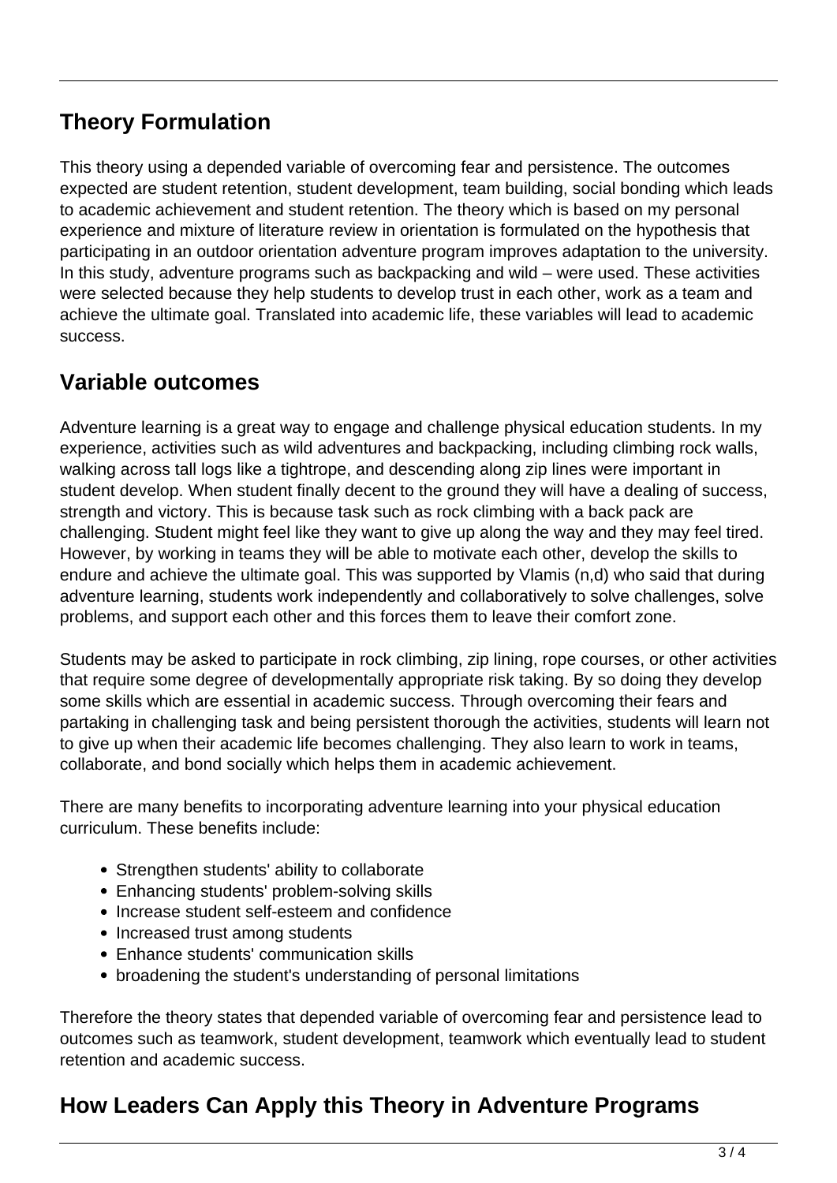## Theory Formulation

This theory using a depended variable of overcoming fear and persistence. The outcomes expected are student retention, student development, team building, social bonding which leads to academic achievement and student retention. The theory which is based on my personal experience and mixture of literature review in orientation is formulated on the hypothesis that participating in an outdoor orientation adventure program improves adaptation to the university. In this study, adventure programs such as backpacking and wild – were used. These activities were selected because they help students to develop trust in each other, work as a team and achieve the ultimate goal. Translated into academic life, these variables will lead to academic success.

## Variable outcomes

Adventure learning is a great way to engage and challenge physical education students. In my experience, activities such as wild adventures and backpacking, including climbing rock walls, walking across tall logs like a tightrope, and descending along zip lines were important in student develop. When student finally decent to the ground they will have a dealing of success, strength and victory. This is because task such as rock climbing with a back pack are challenging. Student might feel like they want to give up along the way and they may feel tired. However, by working in teams they will be able to motivate each other, develop the skills to endure and achieve the ultimate goal. This was supported by Vlamis (n,d) who said that during adventure learning, students work independently and collaboratively to solve challenges, solve problems, and support each other and this forces them to leave their comfort zone.

Students may be asked to participate in rock climbing, zip lining, rope courses, or other activities that require some degree of developmentally appropriate risk taking. By so doing they develop some skills which are essential in academic success. Through overcoming their fears and partaking in challenging task and being persistent thorough the activities, students will learn not to give up when their academic life becomes challenging. They also learn to work in teams, collaborate, and bond socially which helps them in academic achievement.

There are many benefits to incorporating adventure learning into your physical education curriculum. These benefits include:

- Strengthen students' ability to collaborate
- Enhancing students' problem-solving skills
- Increase student self-esteem and confidence
- Increased trust among students
- Enhance students' communication skills
- broadening the student's understanding of personal limitations

Therefore the theory states that depended variable of overcoming fear and persistence lead to outcomes such as teamwork, student development, teamwork which eventually lead to student retention and academic success.

## How Leaders Can Apply this Theory in Adventure Programs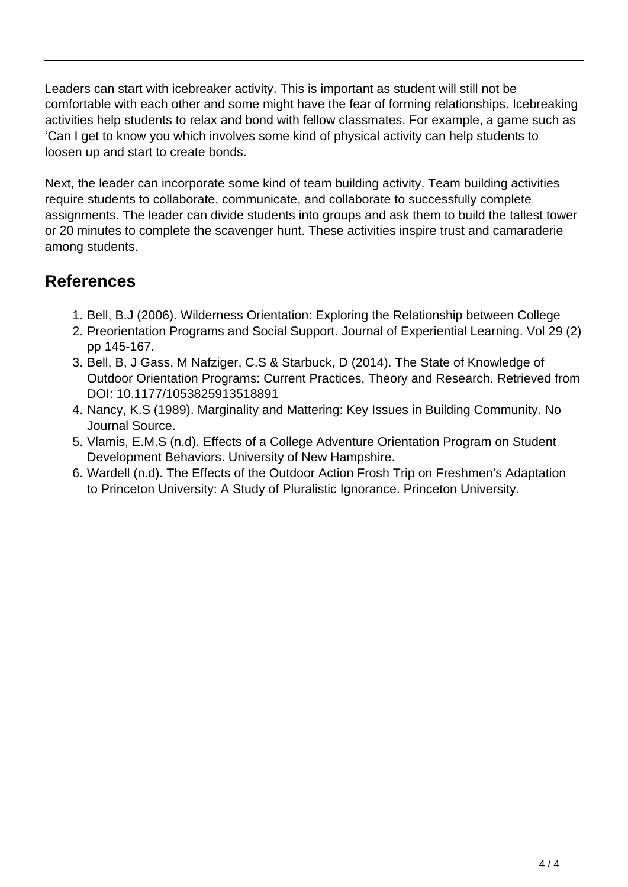Leaders can start with icebreaker activity. This is important as student will still not be comfortable with each other and some might have the fear of forming relationships. Icebreaking activities help students to relax and bond with fellow classmates. For example, a game such as 'Can I get to know you which involves some kind of physical activity can help students to loosen up and start to create bonds.

Next, the leader can incorporate some kind of team building activity. Team building activities require students to collaborate, communicate, and collaborate to successfully complete assignments. The leader can divide students into groups and ask them to build the tallest tower or 20 minutes to complete the scavenger hunt. These activities inspire trust and camaraderie among students.

## References

1. Bell, B.J (2006). Wilderness Orientation: Exploring the Relationship between College
2. Preorientation Programs and Social Support. Journal of Experiential Learning. Vol 29 (2) pp 145-167.
3. Bell, B, J Gass, M Nafziger, C.S & Starbuck, D (2014). The State of Knowledge of Outdoor Orientation Programs: Current Practices, Theory and Research. Retrieved from DOI: 10.1177/1053825913518891
4. Nancy, K.S (1989). Marginality and Mattering: Key Issues in Building Community. No Journal Source.
5. Vlamis, E.M.S (n.d). Effects of a College Adventure Orientation Program on Student Development Behaviors. University of New Hampshire.
6. Wardell (n.d). The Effects of the Outdoor Action Frosh Trip on Freshmen's Adaptation to Princeton University: A Study of Pluralistic Ignorance. Princeton University.